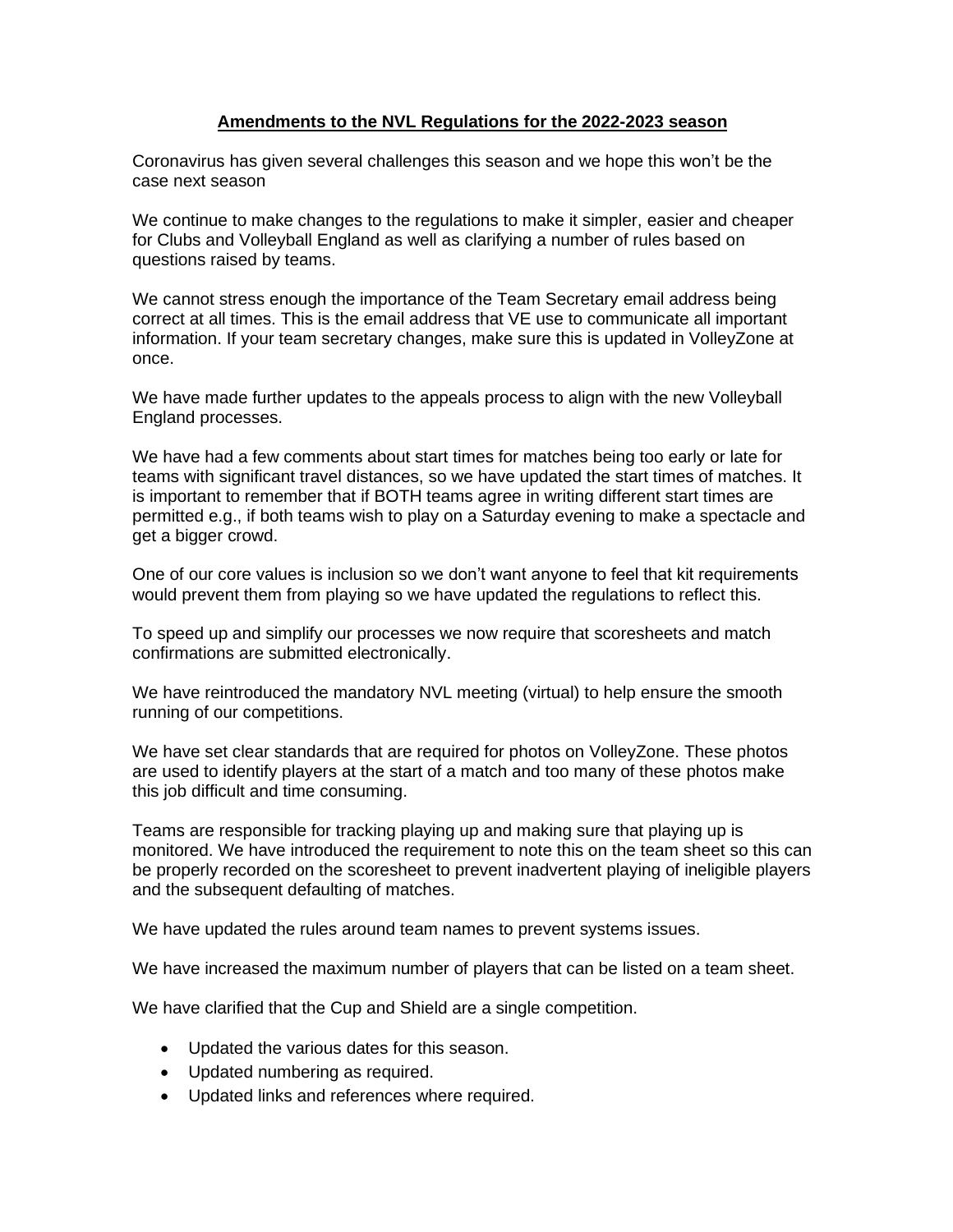# Amendments to the NVL Regulations for the 2022-2023 season

Coronavirus has given several challenges this season and we hope this won't be the case next season

We continue to make changes to the regulations to make it simpler, easier and cheaper for Clubs and Volleyball England as well as clarifying a number of rules based on questions raised by teams.

We cannot stress enough the importance of the Team Secretary email address being correct at all times. This is the email address that VE use to communicate all important information. If your team secretary changes, make sure this is updated in VolleyZone at once.

We have made further updates to the appeals process to align with the new Volleyball England processes.

We have had a few comments about start times for matches being too early or late for teams with significant travel distances, so we have updated the start times of matches. It is important to remember that if BOTH teams agree in writing different start times are permitted e.g., if both teams wish to play on a Saturday evening to make a spectacle and get a bigger crowd.

One of our core values is inclusion so we don't want anyone to feel that kit requirements would prevent them from playing so we have updated the regulations to reflect this.

To speed up and simplify our processes we now require that scoresheets and match confirmations are submitted electronically.

We have reintroduced the mandatory NVL meeting (virtual) to help ensure the smooth running of our competitions.

We have set clear standards that are required for photos on VolleyZone. These photos are used to identify players at the start of a match and too many of these photos make this job difficult and time consuming.

Teams are responsible for tracking playing up and making sure that playing up is monitored. We have introduced the requirement to note this on the team sheet so this can be properly recorded on the scoresheet to prevent inadvertent playing of ineligible players and the subsequent defaulting of matches.

We have updated the rules around team names to prevent systems issues.

We have increased the maximum number of players that can be listed on a team sheet.

We have clarified that the Cup and Shield are a single competition.

- Updated the various dates for this season.
- Updated numbering as required.
- Updated links and references where required.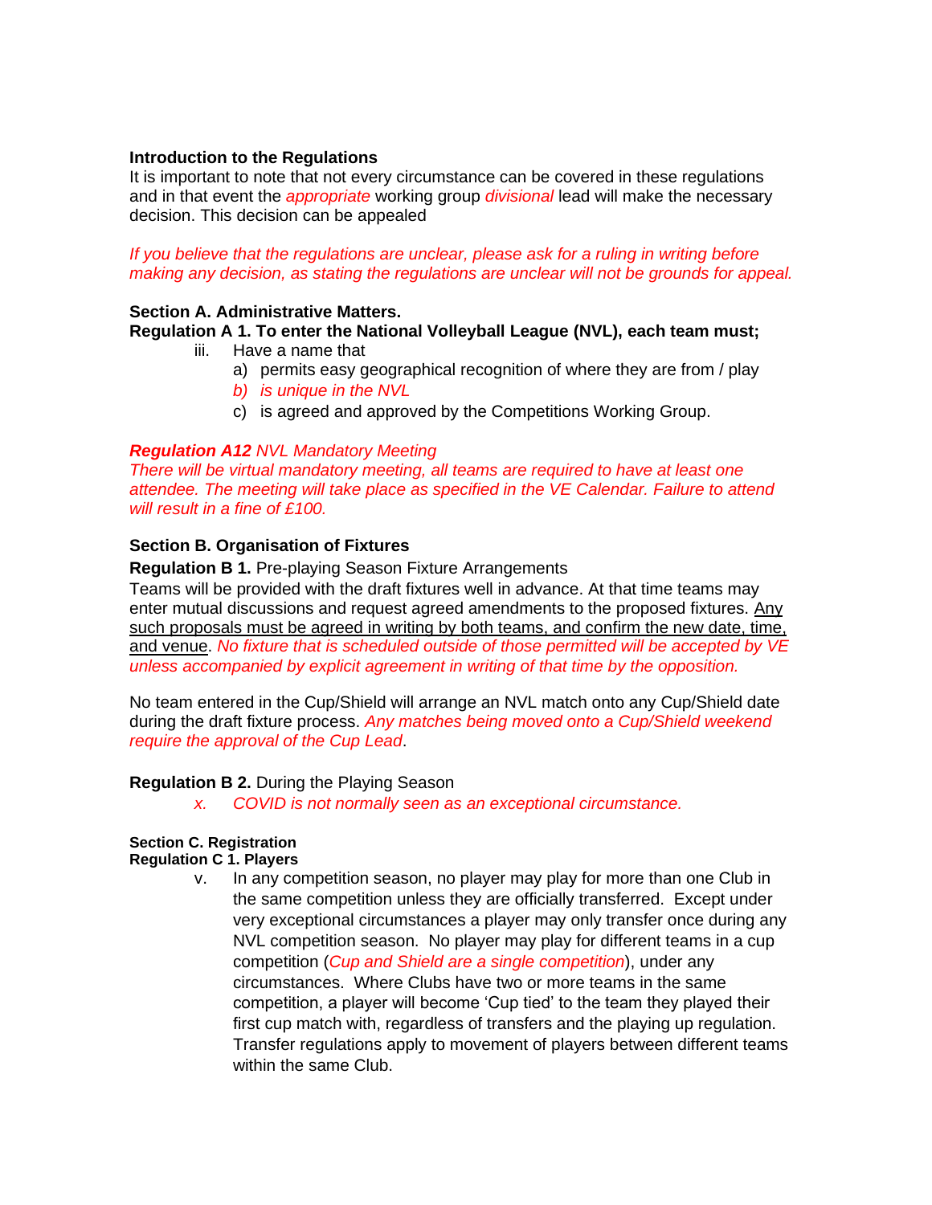**Introduction to the Regulations**
It is important to note that not every circumstance can be covered in these regulations and in that event the *appropriate* working group *divisional* lead will make the necessary decision. This decision can be appealed

*If you believe that the regulations are unclear, please ask for a ruling in writing before making any decision, as stating the regulations are unclear will not be grounds for appeal.*

**Section A. Administrative Matters.**
**Regulation A 1. To enter the National Volleyball League (NVL), each team must;**

iii. Have a name that
   a) permits easy geographical recognition of where they are from / play
   *b) is unique in the NVL*
   c) is agreed and approved by the Competitions Working Group.

***Regulation A12*** *NVL Mandatory Meeting*
*There will be virtual mandatory meeting, all teams are required to have at least one attendee. The meeting will take place as specified in the VE Calendar. Failure to attend will result in a fine of £100.*

**Section B. Organisation of Fixtures**

**Regulation B 1.** Pre-playing Season Fixture Arrangements
Teams will be provided with the draft fixtures well in advance. At that time teams may enter mutual discussions and request agreed amendments to the proposed fixtures. <u>Any such proposals must be agreed in writing by both teams, and confirm the new date, time, and venue</u>. *No fixture that is scheduled outside of those permitted will be accepted by VE unless accompanied by explicit agreement in writing of that time by the opposition.*

No team entered in the Cup/Shield will arrange an NVL match onto any Cup/Shield date during the draft fixture process. *Any matches being moved onto a Cup/Shield weekend require the approval of the Cup Lead*.

**Regulation B 2.** During the Playing Season

*x. COVID is not normally seen as an exceptional circumstance.*

**Section C. Registration**
**Regulation C 1. Players**

v. In any competition season, no player may play for more than one Club in the same competition unless they are officially transferred. Except under very exceptional circumstances a player may only transfer once during any NVL competition season. No player may play for different teams in a cup competition (*Cup and Shield are a single competition*), under any circumstances. Where Clubs have two or more teams in the same competition, a player will become 'Cup tied' to the team they played their first cup match with, regardless of transfers and the playing up regulation. Transfer regulations apply to movement of players between different teams within the same Club.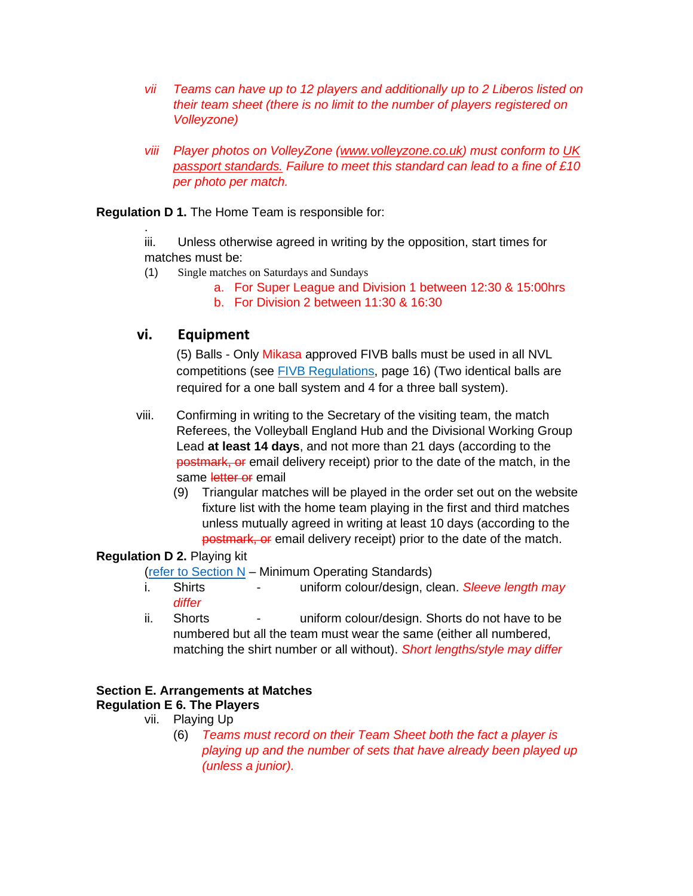vii *Teams can have up to 12 players and additionally up to 2 Liberos listed on their team sheet (there is no limit to the number of players registered on Volleyzone)*

viii *Player photos on VolleyZone (www.volleyzone.co.uk) must conform to UK passport standards. Failure to meet this standard can lead to a fine of £10 per photo per match.*

**Regulation D 1.** The Home Team is responsible for:

.

iii. Unless otherwise agreed in writing by the opposition, start times for matches must be:

(1) Single matches on Saturdays and Sundays

a. For Super League and Division 1 between 12:30 & 15:00hrs
b. For Division 2 between 11:30 & 16:30

### vi. Equipment

(5) Balls - Only Mikasa approved FIVB balls must be used in all NVL competitions (see FIVB Regulations, page 16) (Two identical balls are required for a one ball system and 4 for a three ball system).

viii. Confirming in writing to the Secretary of the visiting team, the match Referees, the Volleyball England Hub and the Divisional Working Group Lead **at least 14 days**, and not more than 21 days (according to the ~~postmark, or~~ email delivery receipt) prior to the date of the match, in the same ~~letter or~~ email

(9) Triangular matches will be played in the order set out on the website fixture list with the home team playing in the first and third matches unless mutually agreed in writing at least 10 days (according to the ~~postmark, or~~ email delivery receipt) prior to the date of the match.

**Regulation D 2.** Playing kit

(refer to Section N – Minimum Operating Standards)

i. Shirts - uniform colour/design, clean. *Sleeve length may differ*

ii. Shorts - uniform colour/design. Shorts do not have to be numbered but all the team must wear the same (either all numbered, matching the shirt number or all without). *Short lengths/style may differ*

**Section E. Arrangements at Matches**

**Regulation E 6. The Players**

vii. Playing Up

(6) *Teams must record on their Team Sheet both the fact a player is playing up and the number of sets that have already been played up (unless a junior).*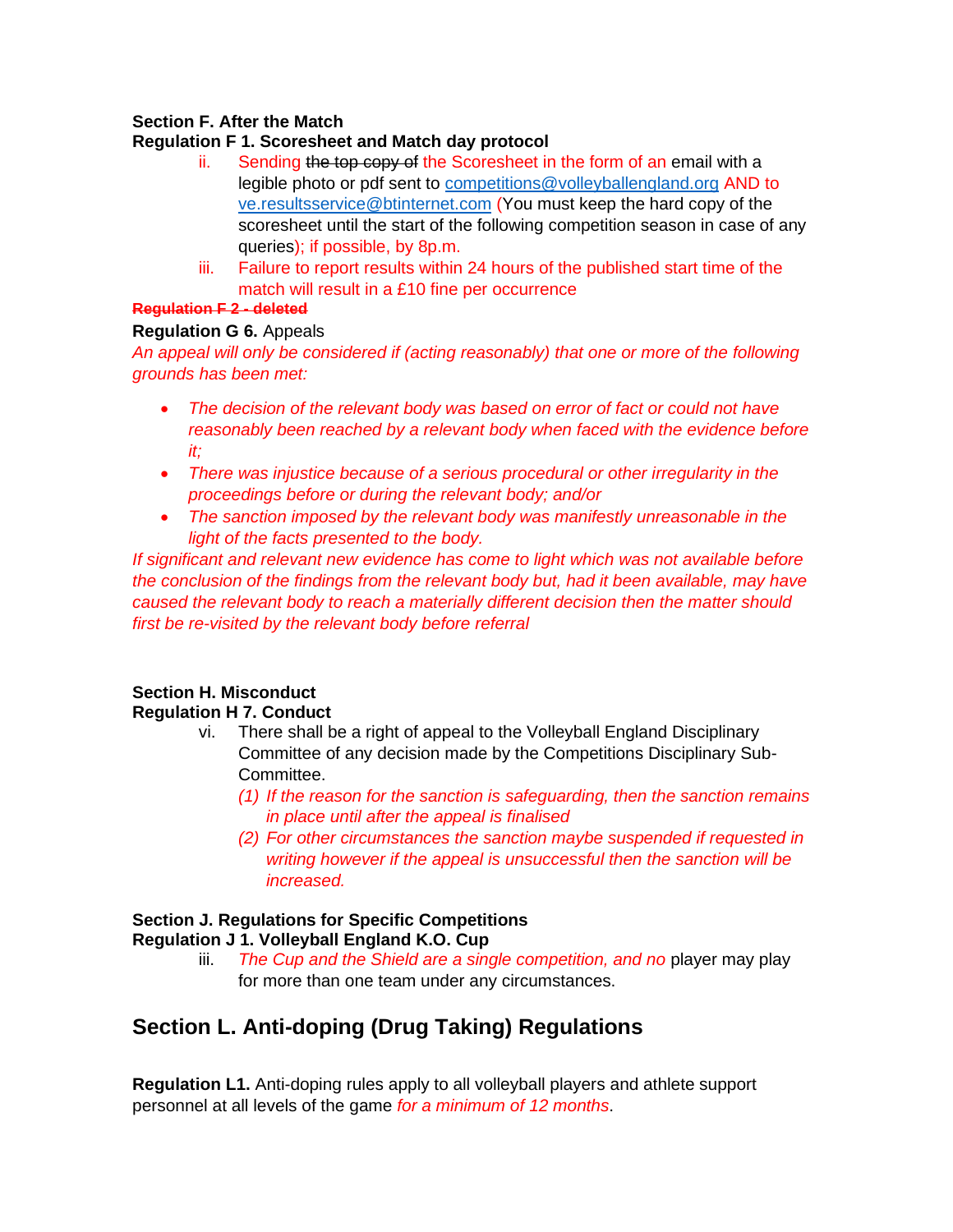**Section F. After the Match**
**Regulation F 1. Scoresheet and Match day protocol**

ii. Sending ~~the top copy of~~ the Scoresheet in the form of an email with a legible photo or pdf sent to competitions@volleyballengland.org AND to ve.resultsservice@btinternet.com (You must keep the hard copy of the scoresheet until the start of the following competition season in case of any queries); if possible, by 8p.m.

iii. Failure to report results within 24 hours of the published start time of the match will result in a £10 fine per occurrence

~~**Regulation F 2 - deleted**~~

**Regulation G 6.** Appeals

*An appeal will only be considered if (acting reasonably) that one or more of the following grounds has been met:*

- *The decision of the relevant body was based on error of fact or could not have reasonably been reached by a relevant body when faced with the evidence before it;*
- *There was injustice because of a serious procedural or other irregularity in the proceedings before or during the relevant body; and/or*
- *The sanction imposed by the relevant body was manifestly unreasonable in the light of the facts presented to the body.*

*If significant and relevant new evidence has come to light which was not available before the conclusion of the findings from the relevant body but, had it been available, may have caused the relevant body to reach a materially different decision then the matter should first be re-visited by the relevant body before referral*

**Section H. Misconduct**
**Regulation H 7. Conduct**

vi. There shall be a right of appeal to the Volleyball England Disciplinary Committee of any decision made by the Competitions Disciplinary Sub-Committee.

*(1) If the reason for the sanction is safeguarding, then the sanction remains in place until after the appeal is finalised*

*(2) For other circumstances the sanction maybe suspended if requested in writing however if the appeal is unsuccessful then the sanction will be increased.*

**Section J. Regulations for Specific Competitions**
**Regulation J 1. Volleyball England K.O. Cup**

iii. *The Cup and the Shield are a single competition, and no* player may play for more than one team under any circumstances.

## Section L. Anti-doping (Drug Taking) Regulations

**Regulation L1.** Anti-doping rules apply to all volleyball players and athlete support personnel at all levels of the game *for a minimum of 12 months*.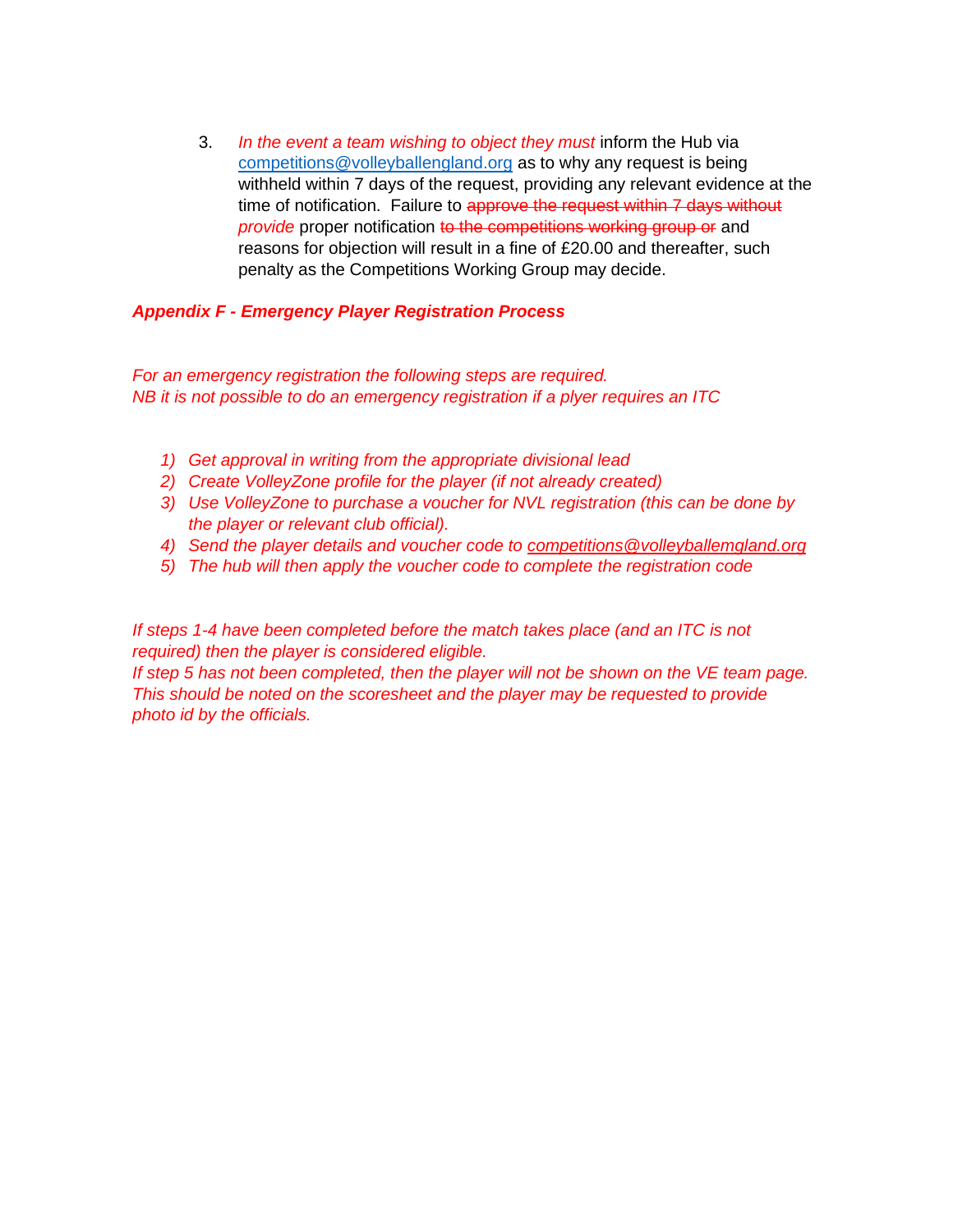3. *In the event a team wishing to object they must* inform the Hub via competitions@volleyballengland.org as to why any request is being withheld within 7 days of the request, providing any relevant evidence at the time of notification. Failure to ~~approve the request within 7 days without~~ *provide* proper notification ~~to the competitions working group or~~ and reasons for objection will result in a fine of £20.00 and thereafter, such penalty as the Competitions Working Group may decide.

***Appendix F - Emergency Player Registration Process***

*For an emergency registration the following steps are required.*
*NB it is not possible to do an emergency registration if a plyer requires an ITC*

1) *Get approval in writing from the appropriate divisional lead*
2) *Create VolleyZone profile for the player (if not already created)*
3) *Use VolleyZone to purchase a voucher for NVL registration (this can be done by the player or relevant club official).*
4) *Send the player details and voucher code to competitions@volleyballemgland.org*
5) *The hub will then apply the voucher code to complete the registration code*

*If steps 1-4 have been completed before the match takes place (and an ITC is not required) then the player is considered eligible.*
*If step 5 has not been completed, then the player will not be shown on the VE team page. This should be noted on the scoresheet and the player may be requested to provide photo id by the officials.*